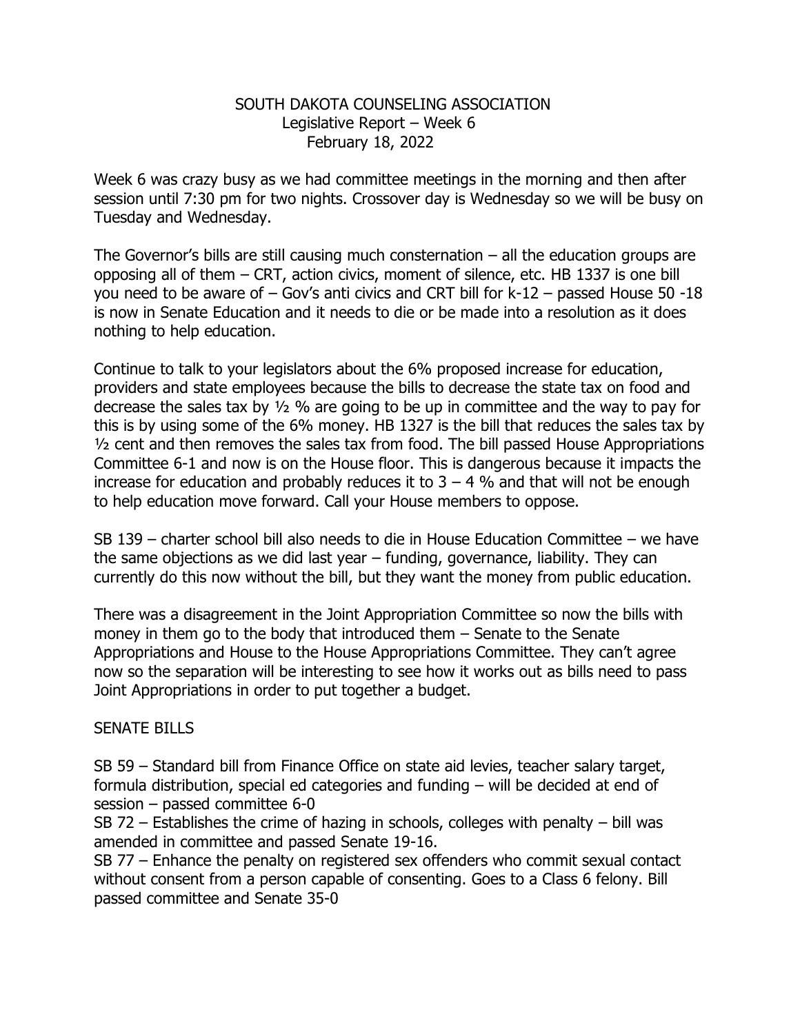# SOUTH DAKOTA COUNSELING ASSOCIATION

## Legislative Report – Week 6

### February 18, 2022

Week 6 was crazy busy as we had committee meetings in the morning and then after session until 7:30 pm for two nights. Crossover day is Wednesday so we will be busy on Tuesday and Wednesday.

The Governor's bills are still causing much consternation – all the education groups are opposing all of them – CRT, action civics, moment of silence, etc. HB 1337 is one bill you need to be aware of – Gov's anti civics and CRT bill for k-12 – passed House 50 -18 is now in Senate Education and it needs to die or be made into a resolution as it does nothing to help education.

Continue to talk to your legislators about the 6% proposed increase for education, providers and state employees because the bills to decrease the state tax on food and decrease the sales tax by ½ % are going to be up in committee and the way to pay for this is by using some of the 6% money. HB 1327 is the bill that reduces the sales tax by ½ cent and then removes the sales tax from food. The bill passed House Appropriations Committee 6-1 and now is on the House floor. This is dangerous because it impacts the increase for education and probably reduces it to 3 – 4 % and that will not be enough to help education move forward. Call your House members to oppose.

SB 139 – charter school bill also needs to die in House Education Committee – we have the same objections as we did last year – funding, governance, liability. They can currently do this now without the bill, but they want the money from public education.

There was a disagreement in the Joint Appropriation Committee so now the bills with money in them go to the body that introduced them – Senate to the Senate Appropriations and House to the House Appropriations Committee. They can't agree now so the separation will be interesting to see how it works out as bills need to pass Joint Appropriations in order to put together a budget.

SENATE BILLS

SB 59 – Standard bill from Finance Office on state aid levies, teacher salary target, formula distribution, special ed categories and funding – will be decided at end of session – passed committee 6-0

SB 72 – Establishes the crime of hazing in schools, colleges with penalty – bill was amended in committee and passed Senate 19-16.

SB 77 – Enhance the penalty on registered sex offenders who commit sexual contact without consent from a person capable of consenting. Goes to a Class 6 felony. Bill passed committee and Senate 35-0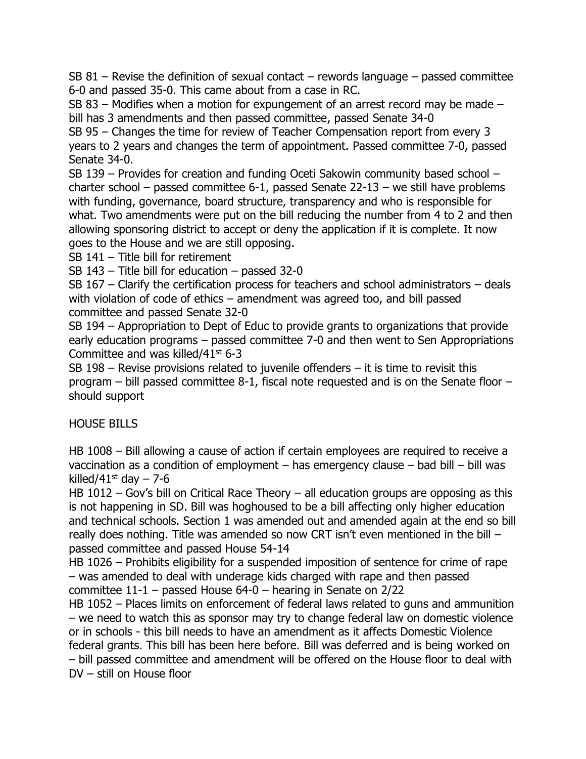SB 81 – Revise the definition of sexual contact – rewords language – passed committee 6-0 and passed 35-0. This came about from a case in RC.

SB 83 – Modifies when a motion for expungement of an arrest record may be made – bill has 3 amendments and then passed committee, passed Senate 34-0

SB 95 – Changes the time for review of Teacher Compensation report from every 3 years to 2 years and changes the term of appointment. Passed committee 7-0, passed Senate 34-0.

SB 139 – Provides for creation and funding Oceti Sakowin community based school – charter school – passed committee 6-1, passed Senate 22-13 – we still have problems with funding, governance, board structure, transparency and who is responsible for what. Two amendments were put on the bill reducing the number from 4 to 2 and then allowing sponsoring district to accept or deny the application if it is complete. It now goes to the House and we are still opposing.

SB 141 – Title bill for retirement

SB 143 – Title bill for education – passed 32-0

SB 167 – Clarify the certification process for teachers and school administrators – deals with violation of code of ethics – amendment was agreed too, and bill passed committee and passed Senate 32-0

SB 194 – Appropriation to Dept of Educ to provide grants to organizations that provide early education programs – passed committee 7-0 and then went to Sen Appropriations Committee and was killed/41st 6-3

SB 198 – Revise provisions related to juvenile offenders – it is time to revisit this program – bill passed committee 8-1, fiscal note requested and is on the Senate floor – should support

## HOUSE BILLS

HB 1008 – Bill allowing a cause of action if certain employees are required to receive a vaccination as a condition of employment – has emergency clause – bad bill – bill was killed/41st day – 7-6

HB 1012 – Gov's bill on Critical Race Theory – all education groups are opposing as this is not happening in SD. Bill was hoghoused to be a bill affecting only higher education and technical schools. Section 1 was amended out and amended again at the end so bill really does nothing. Title was amended so now CRT isn't even mentioned in the bill – passed committee and passed House 54-14

HB 1026 – Prohibits eligibility for a suspended imposition of sentence for crime of rape – was amended to deal with underage kids charged with rape and then passed committee 11-1 – passed House 64-0 – hearing in Senate on 2/22

HB 1052 – Places limits on enforcement of federal laws related to guns and ammunition – we need to watch this as sponsor may try to change federal law on domestic violence or in schools - this bill needs to have an amendment as it affects Domestic Violence federal grants. This bill has been here before. Bill was deferred and is being worked on – bill passed committee and amendment will be offered on the House floor to deal with DV – still on House floor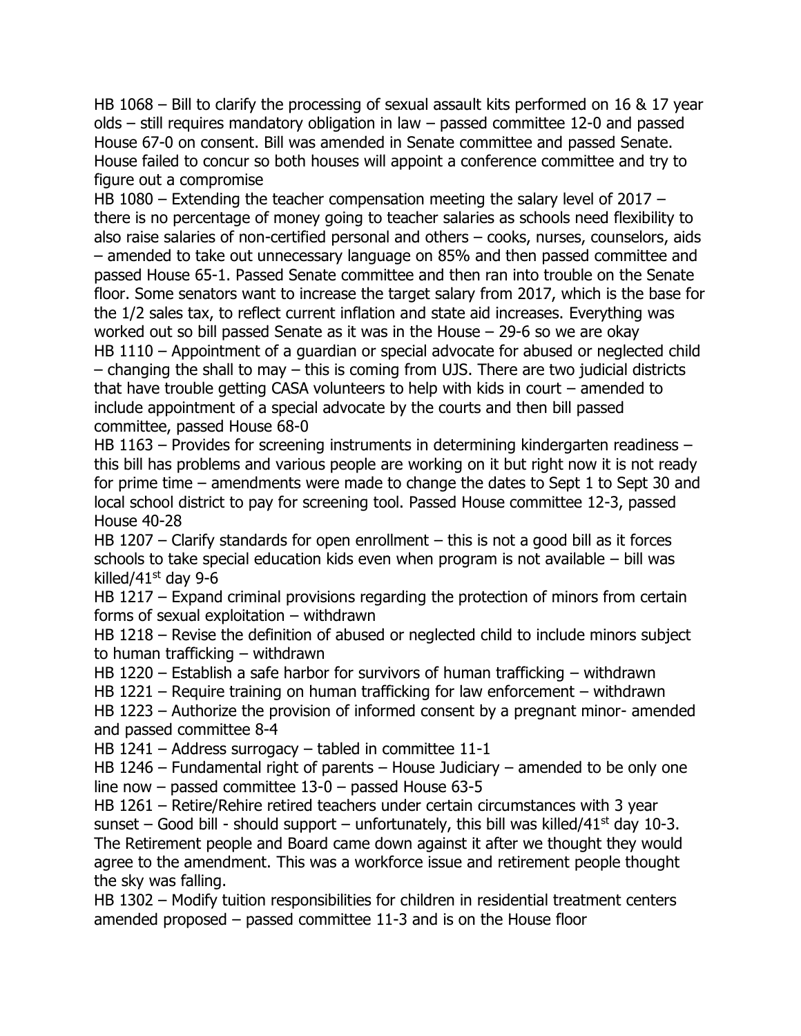HB 1068 – Bill to clarify the processing of sexual assault kits performed on 16 & 17 year olds – still requires mandatory obligation in law – passed committee 12-0 and passed House 67-0 on consent. Bill was amended in Senate committee and passed Senate. House failed to concur so both houses will appoint a conference committee and try to figure out a compromise

HB 1080 – Extending the teacher compensation meeting the salary level of 2017 – there is no percentage of money going to teacher salaries as schools need flexibility to also raise salaries of non-certified personal and others – cooks, nurses, counselors, aids – amended to take out unnecessary language on 85% and then passed committee and passed House 65-1. Passed Senate committee and then ran into trouble on the Senate floor. Some senators want to increase the target salary from 2017, which is the base for the 1/2 sales tax, to reflect current inflation and state aid increases. Everything was worked out so bill passed Senate as it was in the House – 29-6 so we are okay

HB 1110 – Appointment of a guardian or special advocate for abused or neglected child – changing the shall to may – this is coming from UJS. There are two judicial districts that have trouble getting CASA volunteers to help with kids in court – amended to include appointment of a special advocate by the courts and then bill passed committee, passed House 68-0

HB 1163 – Provides for screening instruments in determining kindergarten readiness – this bill has problems and various people are working on it but right now it is not ready for prime time – amendments were made to change the dates to Sept 1 to Sept 30 and local school district to pay for screening tool. Passed House committee 12-3, passed House 40-28

HB 1207 – Clarify standards for open enrollment – this is not a good bill as it forces schools to take special education kids even when program is not available – bill was killed/41st day 9-6

HB 1217 – Expand criminal provisions regarding the protection of minors from certain forms of sexual exploitation – withdrawn

HB 1218 – Revise the definition of abused or neglected child to include minors subject to human trafficking – withdrawn

HB 1220 – Establish a safe harbor for survivors of human trafficking – withdrawn

HB 1221 – Require training on human trafficking for law enforcement – withdrawn

HB 1223 – Authorize the provision of informed consent by a pregnant minor- amended and passed committee 8-4

HB 1241 – Address surrogacy – tabled in committee 11-1

HB 1246 – Fundamental right of parents – House Judiciary – amended to be only one line now – passed committee 13-0 – passed House 63-5

HB 1261 – Retire/Rehire retired teachers under certain circumstances with 3 year sunset – Good bill - should support – unfortunately, this bill was killed/41st day 10-3. The Retirement people and Board came down against it after we thought they would agree to the amendment. This was a workforce issue and retirement people thought the sky was falling.

HB 1302 – Modify tuition responsibilities for children in residential treatment centers amended proposed – passed committee 11-3 and is on the House floor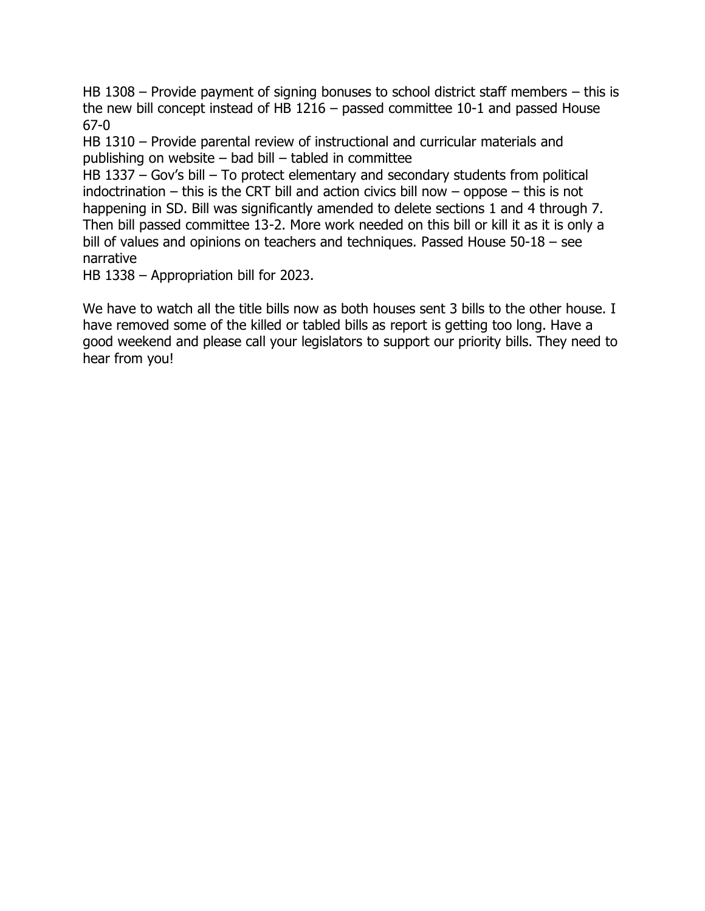HB 1308 – Provide payment of signing bonuses to school district staff members – this is the new bill concept instead of HB 1216 – passed committee 10-1 and passed House 67-0

HB 1310 – Provide parental review of instructional and curricular materials and publishing on website – bad bill – tabled in committee

HB 1337 – Gov's bill – To protect elementary and secondary students from political indoctrination – this is the CRT bill and action civics bill now – oppose – this is not happening in SD. Bill was significantly amended to delete sections 1 and 4 through 7. Then bill passed committee 13-2. More work needed on this bill or kill it as it is only a bill of values and opinions on teachers and techniques. Passed House 50-18 – see narrative

HB 1338 – Appropriation bill for 2023.

We have to watch all the title bills now as both houses sent 3 bills to the other house. I have removed some of the killed or tabled bills as report is getting too long. Have a good weekend and please call your legislators to support our priority bills. They need to hear from you!